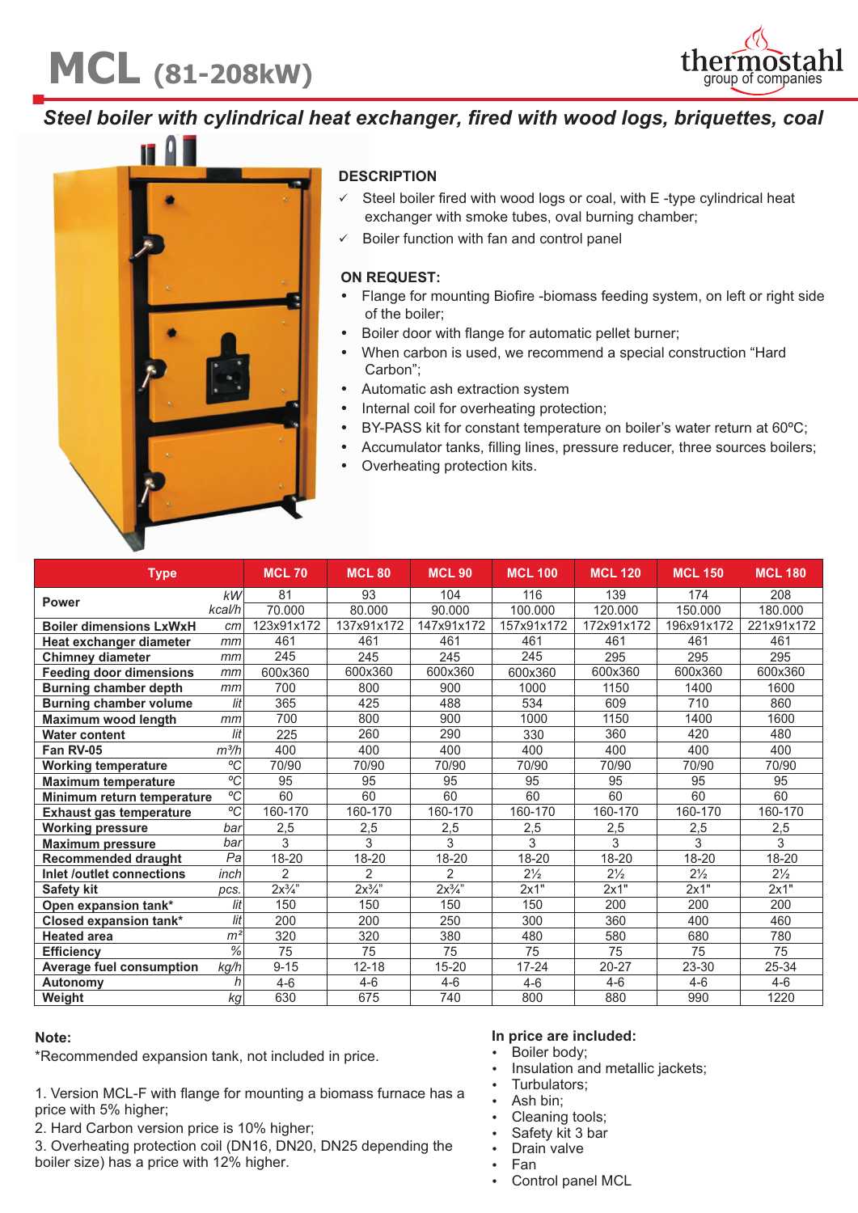# MCL (81-208kW)

thermostahl
group of companies

## *Steel boiler with cylindrical heat exchanger, fired with wood logs, briquettes, coal*

### DESCRIPTION

- ✓ Steel boiler fired with wood logs or coal, with E -type cylindrical heat exchanger with smoke tubes, oval burning chamber;
- ✓ Boiler function with fan and control panel

### ON REQUEST:

- Flange for mounting Biofire -biomass feeding system, on left or right side of the boiler;
- Boiler door with flange for automatic pellet burner;
- When carbon is used, we recommend a special construction “Hard Carbon”;
- Automatic ash extraction system
- Internal coil for overheating protection;
- BY-PASS kit for constant temperature on boiler’s water return at 60ºC;
- Accumulator tanks, filling lines, pressure reducer, three sources boilers;
- Overheating protection kits.

| Type | | MCL 70 | MCL 80 | MCL 90 | MCL 100 | MCL 120 | MCL 150 | MCL 180 |
|---|---|---|---|---|---|---|---|---|
| **Power** | *kW* | 81 | 93 | 104 | 116 | 139 | 174 | 208 |
| | *kcal/h* | 70.000 | 80.000 | 90.000 | 100.000 | 120.000 | 150.000 | 180.000 |
| **Boiler dimensions LxWxH** | *cm* | 123x91x172 | 137x91x172 | 147x91x172 | 157x91x172 | 172x91x172 | 196x91x172 | 221x91x172 |
| **Heat exchanger diameter** | *mm* | 461 | 461 | 461 | 461 | 461 | 461 | 461 |
| **Chimney diameter** | *mm* | 245 | 245 | 245 | 245 | 295 | 295 | 295 |
| **Feeding door dimensions** | *mm* | 600x360 | 600x360 | 600x360 | 600x360 | 600x360 | 600x360 | 600x360 |
| **Burning chamber depth** | *mm* | 700 | 800 | 900 | 1000 | 1150 | 1400 | 1600 |
| **Burning chamber volume** | *lit* | 365 | 425 | 488 | 534 | 609 | 710 | 860 |
| **Maximum wood length** | *mm* | 700 | 800 | 900 | 1000 | 1150 | 1400 | 1600 |
| **Water content** | *lit* | 225 | 260 | 290 | 330 | 360 | 420 | 480 |
| **Fan RV-05** | *m³/h* | 400 | 400 | 400 | 400 | 400 | 400 | 400 |
| **Working temperature** | *ºC* | 70/90 | 70/90 | 70/90 | 70/90 | 70/90 | 70/90 | 70/90 |
| **Maximum temperature** | *ºC* | 95 | 95 | 95 | 95 | 95 | 95 | 95 |
| **Minimum return temperature** | *ºC* | 60 | 60 | 60 | 60 | 60 | 60 | 60 |
| **Exhaust gas temperature** | *ºC* | 160-170 | 160-170 | 160-170 | 160-170 | 160-170 | 160-170 | 160-170 |
| **Working pressure** | *bar* | 2,5 | 2,5 | 2,5 | 2,5 | 2,5 | 2,5 | 2,5 |
| **Maximum pressure** | *bar* | 3 | 3 | 3 | 3 | 3 | 3 | 3 |
| **Recommended draught** | *Pa* | 18-20 | 18-20 | 18-20 | 18-20 | 18-20 | 18-20 | 18-20 |
| **Inlet /outlet connections** | *inch* | 2 | 2 | 2 | 2½ | 2½ | 2½ | 2½ |
| **Safety kit** | *pcs.* | 2x¾" | 2x¾" | 2x¾" | 2x1" | 2x1" | 2x1" | 2x1" |
| **Open expansion tank*** | *lit* | 150 | 150 | 150 | 150 | 200 | 200 | 200 |
| **Closed expansion tank*** | *lit* | 200 | 200 | 250 | 300 | 360 | 400 | 460 |
| **Heated area** | *m²* | 320 | 320 | 380 | 480 | 580 | 680 | 780 |
| **Efficiency** | *%* | 75 | 75 | 75 | 75 | 75 | 75 | 75 |
| **Average fuel consumption** | *kg/h* | 9-15 | 12-18 | 15-20 | 17-24 | 20-27 | 23-30 | 25-34 |
| **Autonomy** | *h* | 4-6 | 4-6 | 4-6 | 4-6 | 4-6 | 4-6 | 4-6 |
| **Weight** | *kg* | 630 | 675 | 740 | 800 | 880 | 990 | 1220 |

**Note:**

*Recommended expansion tank, not included in price.

1. Version MCL-F with flange for mounting a biomass furnace has a price with 5% higher;
2. Hard Carbon version price is 10% higher;
3. Overheating protection coil (DN16, DN20, DN25 depending the boiler size) has a price with 12% higher.

**In price are included:**

- Boiler body;
- Insulation and metallic jackets;
- Turbulators;
- Ash bin;
- Cleaning tools;
- Safety kit 3 bar
- Drain valve
- Fan
- Control panel MCL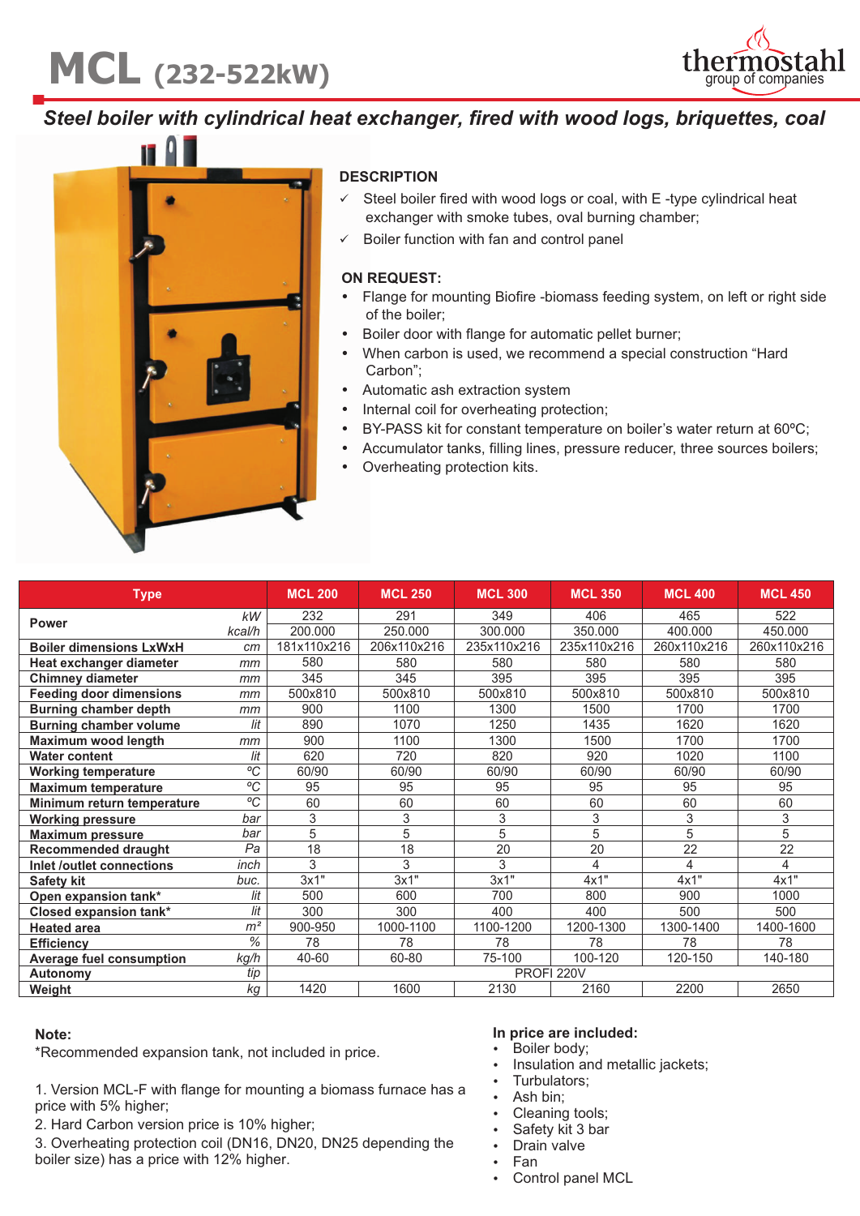# MCL (232-522kW)

thermostahl group of companies

## *Steel boiler with cylindrical heat exchanger, fired with wood logs, briquettes, coal*

### DESCRIPTION

- ✓ Steel boiler fired with wood logs or coal, with E -type cylindrical heat exchanger with smoke tubes, oval burning chamber;
- ✓ Boiler function with fan and control panel

### ON REQUEST:

- Flange for mounting Biofire -biomass feeding system, on left or right side of the boiler;
- Boiler door with flange for automatic pellet burner;
- When carbon is used, we recommend a special construction "Hard Carbon";
- Automatic ash extraction system
- Internal coil for overheating protection;
- BY-PASS kit for constant temperature on boiler's water return at 60ºC;
- Accumulator tanks, filling lines, pressure reducer, three sources boilers;
- Overheating protection kits.

| Type | | MCL 200 | MCL 250 | MCL 300 | MCL 350 | MCL 400 | MCL 450 |
|---|---|---|---|---|---|---|---|
| Power | kW | 232 | 291 | 349 | 406 | 465 | 522 |
| | kcal/h | 200.000 | 250.000 | 300.000 | 350.000 | 400.000 | 450.000 |
| Boiler dimensions LxWxH | cm | 181x110x216 | 206x110x216 | 235x110x216 | 235x110x216 | 260x110x216 | 260x110x216 |
| Heat exchanger diameter | mm | 580 | 580 | 580 | 580 | 580 | 580 |
| Chimney diameter | mm | 345 | 345 | 395 | 395 | 395 | 395 |
| Feeding door dimensions | mm | 500x810 | 500x810 | 500x810 | 500x810 | 500x810 | 500x810 |
| Burning chamber depth | mm | 900 | 1100 | 1300 | 1500 | 1700 | 1700 |
| Burning chamber volume | lit | 890 | 1070 | 1250 | 1435 | 1620 | 1620 |
| Maximum wood length | mm | 900 | 1100 | 1300 | 1500 | 1700 | 1700 |
| Water content | lit | 620 | 720 | 820 | 920 | 1020 | 1100 |
| Working temperature | ºC | 60/90 | 60/90 | 60/90 | 60/90 | 60/90 | 60/90 |
| Maximum temperature | ºC | 95 | 95 | 95 | 95 | 95 | 95 |
| Minimum return temperature | ºC | 60 | 60 | 60 | 60 | 60 | 60 |
| Working pressure | bar | 3 | 3 | 3 | 3 | 3 | 3 |
| Maximum pressure | bar | 5 | 5 | 5 | 5 | 5 | 5 |
| Recommended draught | Pa | 18 | 18 | 20 | 20 | 22 | 22 |
| Inlet /outlet connections | inch | 3 | 3 | 3 | 4 | 4 | 4 |
| Safety kit | buc. | 3x1" | 3x1" | 3x1" | 4x1" | 4x1" | 4x1" |
| Open expansion tank* | lit | 500 | 600 | 700 | 800 | 900 | 1000 |
| Closed expansion tank* | lit | 300 | 300 | 400 | 400 | 500 | 500 |
| Heated area | m² | 900-950 | 1000-1100 | 1100-1200 | 1200-1300 | 1300-1400 | 1400-1600 |
| Efficiency | % | 78 | 78 | 78 | 78 | 78 | 78 |
| Average fuel consumption | kg/h | 40-60 | 60-80 | 75-100 | 100-120 | 120-150 | 140-180 |
| Autonomy | tip | PROFI 220V | | | | | |
| Weight | kg | 1420 | 1600 | 2130 | 2160 | 2200 | 2650 |

**Note:**

*Recommended expansion tank, not included in price.

1. Version MCL-F with flange for mounting a biomass furnace has a price with 5% higher;
2. Hard Carbon version price is 10% higher;
3. Overheating protection coil (DN16, DN20, DN25 depending the boiler size) has a price with 12% higher.

**In price are included:**

- Boiler body;
- Insulation and metallic jackets;
- Turbulators;
- Ash bin;
- Cleaning tools;
- Safety kit 3 bar
- Drain valve
- Fan
- Control panel MCL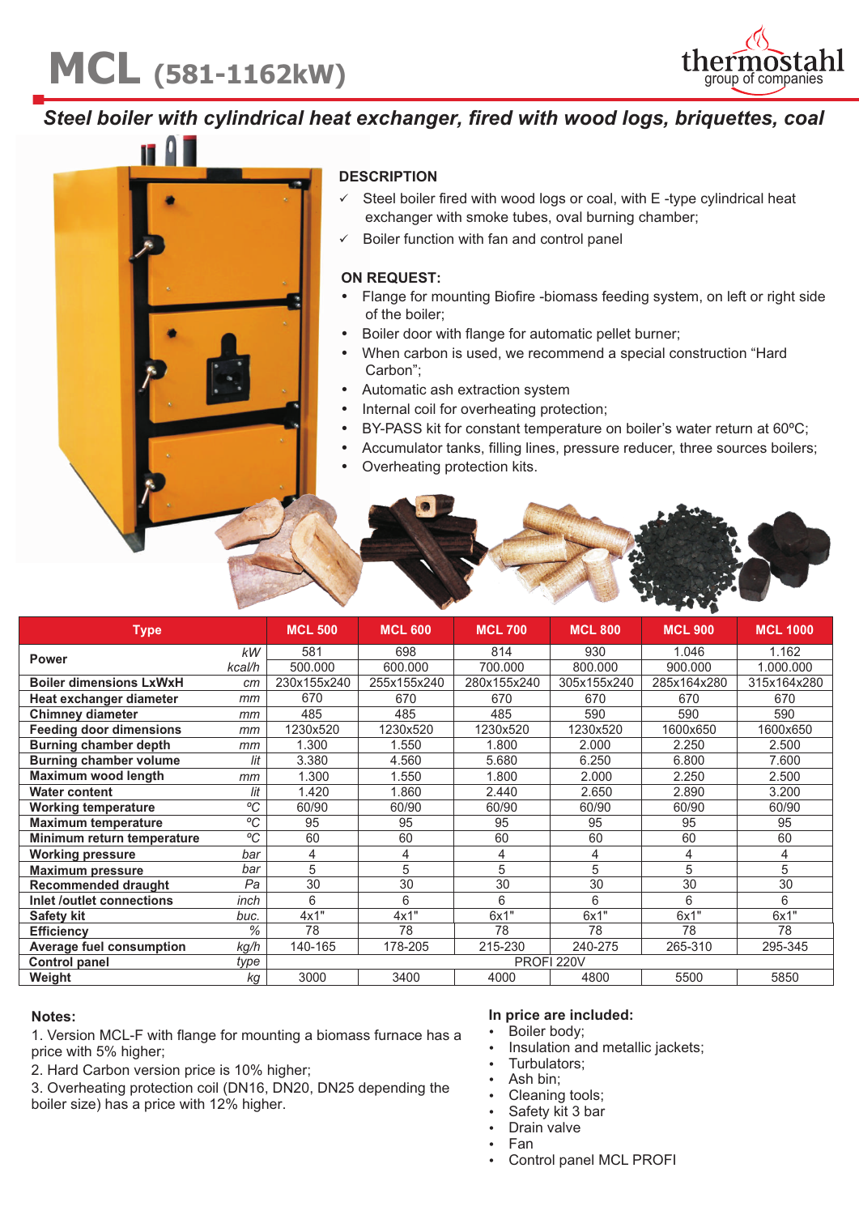# MCL (581-1162kW)

thermostahl
group of companies

## *Steel boiler with cylindrical heat exchanger, fired with wood logs, briquettes, coal*

### DESCRIPTION

- ✓ Steel boiler fired with wood logs or coal, with E -type cylindrical heat exchanger with smoke tubes, oval burning chamber;
- ✓ Boiler function with fan and control panel

### ON REQUEST:

- Flange for mounting Biofire -biomass feeding system, on left or right side of the boiler;
- Boiler door with flange for automatic pellet burner;
- When carbon is used, we recommend a special construction "Hard Carbon";
- Automatic ash extraction system
- Internal coil for overheating protection;
- BY-PASS kit for constant temperature on boiler's water return at 60ºC;
- Accumulator tanks, filling lines, pressure reducer, three sources boilers;
- Overheating protection kits.

| Type | | MCL 500 | MCL 600 | MCL 700 | MCL 800 | MCL 900 | MCL 1000 |
|---|---|---|---|---|---|---|---|
| Power | kW | 581 | 698 | 814 | 930 | 1.046 | 1.162 |
| | kcal/h | 500.000 | 600.000 | 700.000 | 800.000 | 900.000 | 1.000.000 |
| Boiler dimensions LxWxH | cm | 230x155x240 | 255x155x240 | 280x155x240 | 305x155x240 | 285x164x280 | 315x164x280 |
| Heat exchanger diameter | mm | 670 | 670 | 670 | 670 | 670 | 670 |
| Chimney diameter | mm | 485 | 485 | 485 | 590 | 590 | 590 |
| Feeding door dimensions | mm | 1230x520 | 1230x520 | 1230x520 | 1230x520 | 1600x650 | 1600x650 |
| Burning chamber depth | mm | 1.300 | 1.550 | 1.800 | 2.000 | 2.250 | 2.500 |
| Burning chamber volume | lit | 3.380 | 4.560 | 5.680 | 6.250 | 6.800 | 7.600 |
| Maximum wood length | mm | 1.300 | 1.550 | 1.800 | 2.000 | 2.250 | 2.500 |
| Water content | lit | 1.420 | 1.860 | 2.440 | 2.650 | 2.890 | 3.200 |
| Working temperature | ºC | 60/90 | 60/90 | 60/90 | 60/90 | 60/90 | 60/90 |
| Maximum temperature | ºC | 95 | 95 | 95 | 95 | 95 | 95 |
| Minimum return temperature | ºC | 60 | 60 | 60 | 60 | 60 | 60 |
| Working pressure | bar | 4 | 4 | 4 | 4 | 4 | 4 |
| Maximum pressure | bar | 5 | 5 | 5 | 5 | 5 | 5 |
| Recommended draught | Pa | 30 | 30 | 30 | 30 | 30 | 30 |
| Inlet /outlet connections | inch | 6 | 6 | 6 | 6 | 6 | 6 |
| Safety kit | buc. | 4x1" | 4x1" | 6x1" | 6x1" | 6x1" | 6x1" |
| Efficiency | % | 78 | 78 | 78 | 78 | 78 | 78 |
| Average fuel consumption | kg/h | 140-165 | 178-205 | 215-230 | 240-275 | 265-310 | 295-345 |
| Control panel | type | PROFI 220V | | | | | |
| Weight | kg | 3000 | 3400 | 4000 | 4800 | 5500 | 5850 |

**Notes:**

1. Version MCL-F with flange for mounting a biomass furnace has a price with 5% higher;
2. Hard Carbon version price is 10% higher;
3. Overheating protection coil (DN16, DN20, DN25 depending the boiler size) has a price with 12% higher.

**In price are included:**

- Boiler body;
- Insulation and metallic jackets;
- Turbulators;
- Ash bin;
- Cleaning tools;
- Safety kit 3 bar
- Drain valve
- Fan
- Control panel MCL PROFI